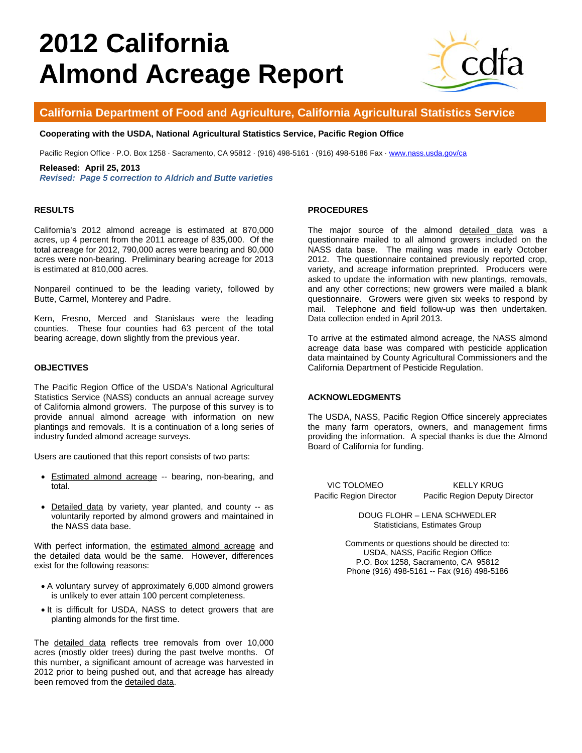# 2012 California Almond Acreage Report

## California Department of Food and Agriculture, California Agricultural Statistics Service

**Cooperating with the USDA, National Agricultural Statistics Service, Pacific Region Office**

Pacific Region Office · P.O. Box 1258 · Sacramento, CA 95812 · (916) 498-5161 · (916) 498-5186 Fax · www.nass.usda.gov/ca

**Released: April 25, 2013**
***Revised: Page 5 correction to Aldrich and Butte varieties***

### RESULTS

California's 2012 almond acreage is estimated at 870,000 acres, up 4 percent from the 2011 acreage of 835,000. Of the total acreage for 2012, 790,000 acres were bearing and 80,000 acres were non-bearing. Preliminary bearing acreage for 2013 is estimated at 810,000 acres.

Nonpareil continued to be the leading variety, followed by Butte, Carmel, Monterey and Padre.

Kern, Fresno, Merced and Stanislaus were the leading counties. These four counties had 63 percent of the total bearing acreage, down slightly from the previous year.

### OBJECTIVES

The Pacific Region Office of the USDA's National Agricultural Statistics Service (NASS) conducts an annual acreage survey of California almond growers. The purpose of this survey is to provide annual almond acreage with information on new plantings and removals. It is a continuation of a long series of industry funded almond acreage surveys.

Users are cautioned that this report consists of two parts:

- Estimated almond acreage -- bearing, non-bearing, and total.
- Detailed data by variety, year planted, and county -- as voluntarily reported by almond growers and maintained in the NASS data base.

With perfect information, the estimated almond acreage and the detailed data would be the same. However, differences exist for the following reasons:

- A voluntary survey of approximately 6,000 almond growers is unlikely to ever attain 100 percent completeness.
- It is difficult for USDA, NASS to detect growers that are planting almonds for the first time.

The detailed data reflects tree removals from over 10,000 acres (mostly older trees) during the past twelve months. Of this number, a significant amount of acreage was harvested in 2012 prior to being pushed out, and that acreage has already been removed from the detailed data.

### PROCEDURES

The major source of the almond detailed data was a questionnaire mailed to all almond growers included on the NASS data base. The mailing was made in early October 2012. The questionnaire contained previously reported crop, variety, and acreage information preprinted. Producers were asked to update the information with new plantings, removals, and any other corrections; new growers were mailed a blank questionnaire. Growers were given six weeks to respond by mail. Telephone and field follow-up was then undertaken. Data collection ended in April 2013.

To arrive at the estimated almond acreage, the NASS almond acreage data base was compared with pesticide application data maintained by County Agricultural Commissioners and the California Department of Pesticide Regulation.

### ACKNOWLEDGMENTS

The USDA, NASS, Pacific Region Office sincerely appreciates the many farm operators, owners, and management firms providing the information. A special thanks is due the Almond Board of California for funding.

VIC TOLOMEO
Pacific Region Director

KELLY KRUG
Pacific Region Deputy Director

DOUG FLOHR – LENA SCHWEDLER
Statisticians, Estimates Group

Comments or questions should be directed to:
USDA, NASS, Pacific Region Office
P.O. Box 1258, Sacramento, CA 95812
Phone (916) 498-5161 -- Fax (916) 498-5186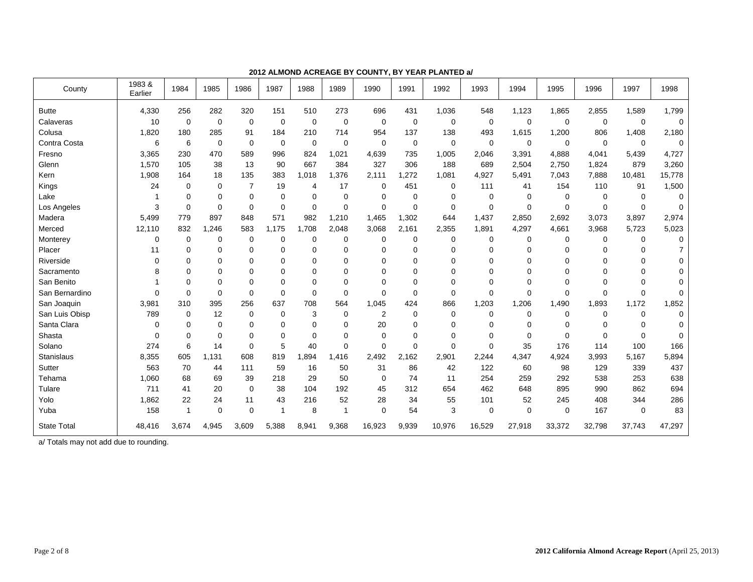**2012 ALMOND ACREAGE BY COUNTY, BY YEAR PLANTED a/**

| County | 1983 & Earlier | 1984 | 1985 | 1986 | 1987 | 1988 | 1989 | 1990 | 1991 | 1992 | 1993 | 1994 | 1995 | 1996 | 1997 | 1998 |
|---|---|---|---|---|---|---|---|---|---|---|---|---|---|---|---|---|
| Butte | 4,330 | 256 | 282 | 320 | 151 | 510 | 273 | 696 | 431 | 1,036 | 548 | 1,123 | 1,865 | 2,855 | 1,589 | 1,799 |
| Calaveras | 10 | 0 | 0 | 0 | 0 | 0 | 0 | 0 | 0 | 0 | 0 | 0 | 0 | 0 | 0 | 0 |
| Colusa | 1,820 | 180 | 285 | 91 | 184 | 210 | 714 | 954 | 137 | 138 | 493 | 1,615 | 1,200 | 806 | 1,408 | 2,180 |
| Contra Costa | 6 | 6 | 0 | 0 | 0 | 0 | 0 | 0 | 0 | 0 | 0 | 0 | 0 | 0 | 0 | 0 |
| Fresno | 3,365 | 230 | 470 | 589 | 996 | 824 | 1,021 | 4,639 | 735 | 1,005 | 2,046 | 3,391 | 4,888 | 4,041 | 5,439 | 4,727 |
| Glenn | 1,570 | 105 | 38 | 13 | 90 | 667 | 384 | 327 | 306 | 188 | 689 | 2,504 | 2,750 | 1,824 | 879 | 3,260 |
| Kern | 1,908 | 164 | 18 | 135 | 383 | 1,018 | 1,376 | 2,111 | 1,272 | 1,081 | 4,927 | 5,491 | 7,043 | 7,888 | 10,481 | 15,778 |
| Kings | 24 | 0 | 0 | 7 | 19 | 4 | 17 | 0 | 451 | 0 | 111 | 41 | 154 | 110 | 91 | 1,500 |
| Lake | 1 | 0 | 0 | 0 | 0 | 0 | 0 | 0 | 0 | 0 | 0 | 0 | 0 | 0 | 0 | 0 |
| Los Angeles | 3 | 0 | 0 | 0 | 0 | 0 | 0 | 0 | 0 | 0 | 0 | 0 | 0 | 0 | 0 | 0 |
| Madera | 5,499 | 779 | 897 | 848 | 571 | 982 | 1,210 | 1,465 | 1,302 | 644 | 1,437 | 2,850 | 2,692 | 3,073 | 3,897 | 2,974 |
| Merced | 12,110 | 832 | 1,246 | 583 | 1,175 | 1,708 | 2,048 | 3,068 | 2,161 | 2,355 | 1,891 | 4,297 | 4,661 | 3,968 | 5,723 | 5,023 |
| Monterey | 0 | 0 | 0 | 0 | 0 | 0 | 0 | 0 | 0 | 0 | 0 | 0 | 0 | 0 | 0 | 0 |
| Placer | 11 | 0 | 0 | 0 | 0 | 0 | 0 | 0 | 0 | 0 | 0 | 0 | 0 | 0 | 0 | 7 |
| Riverside | 0 | 0 | 0 | 0 | 0 | 0 | 0 | 0 | 0 | 0 | 0 | 0 | 0 | 0 | 0 | 0 |
| Sacramento | 8 | 0 | 0 | 0 | 0 | 0 | 0 | 0 | 0 | 0 | 0 | 0 | 0 | 0 | 0 | 0 |
| San Benito | 1 | 0 | 0 | 0 | 0 | 0 | 0 | 0 | 0 | 0 | 0 | 0 | 0 | 0 | 0 | 0 |
| San Bernardino | 0 | 0 | 0 | 0 | 0 | 0 | 0 | 0 | 0 | 0 | 0 | 0 | 0 | 0 | 0 | 0 |
| San Joaquin | 3,981 | 310 | 395 | 256 | 637 | 708 | 564 | 1,045 | 424 | 866 | 1,203 | 1,206 | 1,490 | 1,893 | 1,172 | 1,852 |
| San Luis Obisp | 789 | 0 | 12 | 0 | 0 | 3 | 0 | 2 | 0 | 0 | 0 | 0 | 0 | 0 | 0 | 0 |
| Santa Clara | 0 | 0 | 0 | 0 | 0 | 0 | 0 | 20 | 0 | 0 | 0 | 0 | 0 | 0 | 0 | 0 |
| Shasta | 0 | 0 | 0 | 0 | 0 | 0 | 0 | 0 | 0 | 0 | 0 | 0 | 0 | 0 | 0 | 0 |
| Solano | 274 | 6 | 14 | 0 | 5 | 40 | 0 | 0 | 0 | 0 | 0 | 35 | 176 | 114 | 100 | 166 |
| Stanislaus | 8,355 | 605 | 1,131 | 608 | 819 | 1,894 | 1,416 | 2,492 | 2,162 | 2,901 | 2,244 | 4,347 | 4,924 | 3,993 | 5,167 | 5,894 |
| Sutter | 563 | 70 | 44 | 111 | 59 | 16 | 50 | 31 | 86 | 42 | 122 | 60 | 98 | 129 | 339 | 437 |
| Tehama | 1,060 | 68 | 69 | 39 | 218 | 29 | 50 | 0 | 74 | 11 | 254 | 259 | 292 | 538 | 253 | 638 |
| Tulare | 711 | 41 | 20 | 0 | 38 | 104 | 192 | 45 | 312 | 654 | 462 | 648 | 895 | 990 | 862 | 694 |
| Yolo | 1,862 | 22 | 24 | 11 | 43 | 216 | 52 | 28 | 34 | 55 | 101 | 52 | 245 | 408 | 344 | 286 |
| Yuba | 158 | 1 | 0 | 0 | 1 | 8 | 1 | 0 | 54 | 3 | 0 | 0 | 0 | 167 | 0 | 83 |
| State Total | 48,416 | 3,674 | 4,945 | 3,609 | 5,388 | 8,941 | 9,368 | 16,923 | 9,939 | 10,976 | 16,529 | 27,918 | 33,372 | 32,798 | 37,743 | 47,297 |

a/ Totals may not add due to rounding.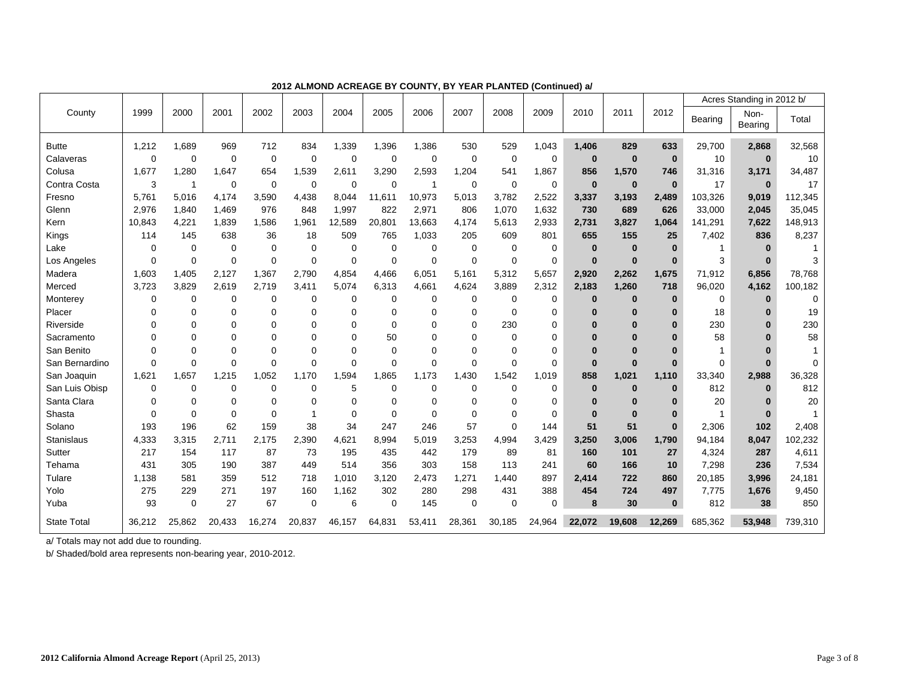## 2012 ALMOND ACREAGE BY COUNTY, BY YEAR PLANTED (Continued) a/

| County | 1999 | 2000 | 2001 | 2002 | 2003 | 2004 | 2005 | 2006 | 2007 | 2008 | 2009 | 2010 | 2011 | 2012 | Acres Standing in 2012 b/ | | |
|---|---|---|---|---|---|---|---|---|---|---|---|---|---|---|---|---|---|
| | | | | | | | | | | | | | | | Bearing | Non-Bearing | Total |
| Butte | 1,212 | 1,689 | 969 | 712 | 834 | 1,339 | 1,396 | 1,386 | 530 | 529 | 1,043 | **1,406** | **829** | **633** | 29,700 | **2,868** | 32,568 |
| Calaveras | 0 | 0 | 0 | 0 | 0 | 0 | 0 | 0 | 0 | 0 | 0 | **0** | **0** | **0** | 10 | **0** | 10 |
| Colusa | 1,677 | 1,280 | 1,647 | 654 | 1,539 | 2,611 | 3,290 | 2,593 | 1,204 | 541 | 1,867 | **856** | **1,570** | **746** | 31,316 | **3,171** | 34,487 |
| Contra Costa | 3 | 1 | 0 | 0 | 0 | 0 | 0 | 1 | 0 | 0 | 0 | **0** | **0** | **0** | 17 | **0** | 17 |
| Fresno | 5,761 | 5,016 | 4,174 | 3,590 | 4,438 | 8,044 | 11,611 | 10,973 | 5,013 | 3,782 | 2,522 | **3,337** | **3,193** | **2,489** | 103,326 | **9,019** | 112,345 |
| Glenn | 2,976 | 1,840 | 1,469 | 976 | 848 | 1,997 | 822 | 2,971 | 806 | 1,070 | 1,632 | **730** | **689** | **626** | 33,000 | **2,045** | 35,045 |
| Kern | 10,843 | 4,221 | 1,839 | 1,586 | 1,961 | 12,589 | 20,801 | 13,663 | 4,174 | 5,613 | 2,933 | **2,731** | **3,827** | **1,064** | 141,291 | **7,622** | 148,913 |
| Kings | 114 | 145 | 638 | 36 | 18 | 509 | 765 | 1,033 | 205 | 609 | 801 | **655** | **155** | **25** | 7,402 | **836** | 8,237 |
| Lake | 0 | 0 | 0 | 0 | 0 | 0 | 0 | 0 | 0 | 0 | 0 | **0** | **0** | **0** | 1 | **0** | 1 |
| Los Angeles | 0 | 0 | 0 | 0 | 0 | 0 | 0 | 0 | 0 | 0 | 0 | **0** | **0** | **0** | 3 | **0** | 3 |
| Madera | 1,603 | 1,405 | 2,127 | 1,367 | 2,790 | 4,854 | 4,466 | 6,051 | 5,161 | 5,312 | 5,657 | **2,920** | **2,262** | **1,675** | 71,912 | **6,856** | 78,768 |
| Merced | 3,723 | 3,829 | 2,619 | 2,719 | 3,411 | 5,074 | 6,313 | 4,661 | 4,624 | 3,889 | 2,312 | **2,183** | **1,260** | **718** | 96,020 | **4,162** | 100,182 |
| Monterey | 0 | 0 | 0 | 0 | 0 | 0 | 0 | 0 | 0 | 0 | 0 | **0** | **0** | **0** | 0 | **0** | 0 |
| Placer | 0 | 0 | 0 | 0 | 0 | 0 | 0 | 0 | 0 | 0 | 0 | **0** | **0** | **0** | 18 | **0** | 19 |
| Riverside | 0 | 0 | 0 | 0 | 0 | 0 | 0 | 0 | 0 | 230 | 0 | **0** | **0** | **0** | 230 | **0** | 230 |
| Sacramento | 0 | 0 | 0 | 0 | 0 | 0 | 50 | 0 | 0 | 0 | 0 | **0** | **0** | **0** | 58 | **0** | 58 |
| San Benito | 0 | 0 | 0 | 0 | 0 | 0 | 0 | 0 | 0 | 0 | 0 | **0** | **0** | **0** | 1 | **0** | 1 |
| San Bernardino | 0 | 0 | 0 | 0 | 0 | 0 | 0 | 0 | 0 | 0 | 0 | **0** | **0** | **0** | 0 | **0** | 0 |
| San Joaquin | 1,621 | 1,657 | 1,215 | 1,052 | 1,170 | 1,594 | 1,865 | 1,173 | 1,430 | 1,542 | 1,019 | **858** | **1,021** | **1,110** | 33,340 | **2,988** | 36,328 |
| San Luis Obisp | 0 | 0 | 0 | 0 | 0 | 5 | 0 | 0 | 0 | 0 | 0 | **0** | **0** | **0** | 812 | **0** | 812 |
| Santa Clara | 0 | 0 | 0 | 0 | 0 | 0 | 0 | 0 | 0 | 0 | 0 | **0** | **0** | **0** | 20 | **0** | 20 |
| Shasta | 0 | 0 | 0 | 0 | 1 | 0 | 0 | 0 | 0 | 0 | 0 | **0** | **0** | **0** | 1 | **0** | 1 |
| Solano | 193 | 196 | 62 | 159 | 38 | 34 | 247 | 246 | 57 | 0 | 144 | **51** | **51** | **0** | 2,306 | **102** | 2,408 |
| Stanislaus | 4,333 | 3,315 | 2,711 | 2,175 | 2,390 | 4,621 | 8,994 | 5,019 | 3,253 | 4,994 | 3,429 | **3,250** | **3,006** | **1,790** | 94,184 | **8,047** | 102,232 |
| Sutter | 217 | 154 | 117 | 87 | 73 | 195 | 435 | 442 | 179 | 89 | 81 | **160** | **101** | **27** | 4,324 | **287** | 4,611 |
| Tehama | 431 | 305 | 190 | 387 | 449 | 514 | 356 | 303 | 158 | 113 | 241 | **60** | **166** | **10** | 7,298 | **236** | 7,534 |
| Tulare | 1,138 | 581 | 359 | 512 | 718 | 1,010 | 3,120 | 2,473 | 1,271 | 1,440 | 897 | **2,414** | **722** | **860** | 20,185 | **3,996** | 24,181 |
| Yolo | 275 | 229 | 271 | 197 | 160 | 1,162 | 302 | 280 | 298 | 431 | 388 | **454** | **724** | **497** | 7,775 | **1,676** | 9,450 |
| Yuba | 93 | 0 | 27 | 67 | 0 | 6 | 0 | 145 | 0 | 0 | 0 | **8** | **30** | **0** | 812 | **38** | 850 |
| State Total | 36,212 | 25,862 | 20,433 | 16,274 | 20,837 | 46,157 | 64,831 | 53,411 | 28,361 | 30,185 | 24,964 | **22,072** | **19,608** | **12,269** | 685,362 | **53,948** | 739,310 |

a/ Totals may not add due to rounding.

b/ Shaded/bold area represents non-bearing year, 2010-2012.

**2012 California Almond Acreage Report** (April 25, 2013)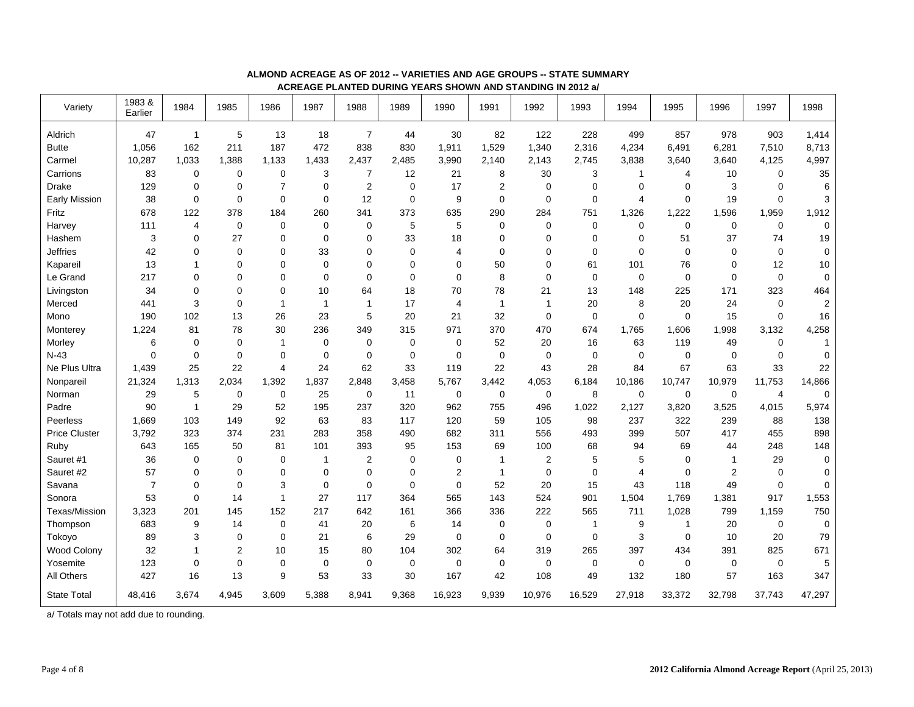**ALMOND ACREAGE AS OF 2012 -- VARIETIES AND AGE GROUPS -- STATE SUMMARY**
**ACREAGE PLANTED DURING YEARS SHOWN AND STANDING IN 2012 a/**

| Variety | 1983 & Earlier | 1984 | 1985 | 1986 | 1987 | 1988 | 1989 | 1990 | 1991 | 1992 | 1993 | 1994 | 1995 | 1996 | 1997 | 1998 |
|---|---|---|---|---|---|---|---|---|---|---|---|---|---|---|---|---|
| Aldrich | 47 | 1 | 5 | 13 | 18 | 7 | 44 | 30 | 82 | 122 | 228 | 499 | 857 | 978 | 903 | 1,414 |
| Butte | 1,056 | 162 | 211 | 187 | 472 | 838 | 830 | 1,911 | 1,529 | 1,340 | 2,316 | 4,234 | 6,491 | 6,281 | 7,510 | 8,713 |
| Carmel | 10,287 | 1,033 | 1,388 | 1,133 | 1,433 | 2,437 | 2,485 | 3,990 | 2,140 | 2,143 | 2,745 | 3,838 | 3,640 | 3,640 | 4,125 | 4,997 |
| Carrions | 83 | 0 | 0 | 0 | 3 | 7 | 12 | 21 | 8 | 30 | 3 | 1 | 4 | 10 | 0 | 35 |
| Drake | 129 | 0 | 0 | 7 | 0 | 2 | 0 | 17 | 2 | 0 | 0 | 0 | 0 | 3 | 0 | 6 |
| Early Mission | 38 | 0 | 0 | 0 | 0 | 12 | 0 | 9 | 0 | 0 | 0 | 4 | 0 | 19 | 0 | 3 |
| Fritz | 678 | 122 | 378 | 184 | 260 | 341 | 373 | 635 | 290 | 284 | 751 | 1,326 | 1,222 | 1,596 | 1,959 | 1,912 |
| Harvey | 111 | 4 | 0 | 0 | 0 | 0 | 5 | 5 | 0 | 0 | 0 | 0 | 0 | 0 | 0 | 0 |
| Hashem | 3 | 0 | 27 | 0 | 0 | 0 | 33 | 18 | 0 | 0 | 0 | 0 | 51 | 37 | 74 | 19 |
| Jeffries | 42 | 0 | 0 | 0 | 33 | 0 | 0 | 4 | 0 | 0 | 0 | 0 | 0 | 0 | 0 | 0 |
| Kapareil | 13 | 1 | 0 | 0 | 0 | 0 | 0 | 0 | 50 | 0 | 61 | 101 | 76 | 0 | 12 | 10 |
| Le Grand | 217 | 0 | 0 | 0 | 0 | 0 | 0 | 0 | 8 | 0 | 0 | 0 | 0 | 0 | 0 | 0 |
| Livingston | 34 | 0 | 0 | 0 | 10 | 64 | 18 | 70 | 78 | 21 | 13 | 148 | 225 | 171 | 323 | 464 |
| Merced | 441 | 3 | 0 | 1 | 1 | 1 | 17 | 4 | 1 | 1 | 20 | 8 | 20 | 24 | 0 | 2 |
| Mono | 190 | 102 | 13 | 26 | 23 | 5 | 20 | 21 | 32 | 0 | 0 | 0 | 0 | 15 | 0 | 16 |
| Monterey | 1,224 | 81 | 78 | 30 | 236 | 349 | 315 | 971 | 370 | 470 | 674 | 1,765 | 1,606 | 1,998 | 3,132 | 4,258 |
| Morley | 6 | 0 | 0 | 1 | 0 | 0 | 0 | 0 | 52 | 20 | 16 | 63 | 119 | 49 | 0 | 1 |
| N-43 | 0 | 0 | 0 | 0 | 0 | 0 | 0 | 0 | 0 | 0 | 0 | 0 | 0 | 0 | 0 | 0 |
| Ne Plus Ultra | 1,439 | 25 | 22 | 4 | 24 | 62 | 33 | 119 | 22 | 43 | 28 | 84 | 67 | 63 | 33 | 22 |
| Nonpareil | 21,324 | 1,313 | 2,034 | 1,392 | 1,837 | 2,848 | 3,458 | 5,767 | 3,442 | 4,053 | 6,184 | 10,186 | 10,747 | 10,979 | 11,753 | 14,866 |
| Norman | 29 | 5 | 0 | 0 | 25 | 0 | 11 | 0 | 0 | 0 | 8 | 0 | 0 | 0 | 4 | 0 |
| Padre | 90 | 1 | 29 | 52 | 195 | 237 | 320 | 962 | 755 | 496 | 1,022 | 2,127 | 3,820 | 3,525 | 4,015 | 5,974 |
| Peerless | 1,669 | 103 | 149 | 92 | 63 | 83 | 117 | 120 | 59 | 105 | 98 | 237 | 322 | 239 | 88 | 138 |
| Price Cluster | 3,792 | 323 | 374 | 231 | 283 | 358 | 490 | 682 | 311 | 556 | 493 | 399 | 507 | 417 | 455 | 898 |
| Ruby | 643 | 165 | 50 | 81 | 101 | 393 | 95 | 153 | 69 | 100 | 68 | 94 | 69 | 44 | 248 | 148 |
| Sauret #1 | 36 | 0 | 0 | 0 | 1 | 2 | 0 | 0 | 1 | 2 | 5 | 5 | 0 | 1 | 29 | 0 |
| Sauret #2 | 57 | 0 | 0 | 0 | 0 | 0 | 0 | 2 | 1 | 0 | 0 | 4 | 0 | 2 | 0 | 0 |
| Savana | 7 | 0 | 0 | 3 | 0 | 0 | 0 | 0 | 52 | 20 | 15 | 43 | 118 | 49 | 0 | 0 |
| Sonora | 53 | 0 | 14 | 1 | 27 | 117 | 364 | 565 | 143 | 524 | 901 | 1,504 | 1,769 | 1,381 | 917 | 1,553 |
| Texas/Mission | 3,323 | 201 | 145 | 152 | 217 | 642 | 161 | 366 | 336 | 222 | 565 | 711 | 1,028 | 799 | 1,159 | 750 |
| Thompson | 683 | 9 | 14 | 0 | 41 | 20 | 6 | 14 | 0 | 0 | 1 | 9 | 1 | 20 | 0 | 0 |
| Tokoyo | 89 | 3 | 0 | 0 | 21 | 6 | 29 | 0 | 0 | 0 | 0 | 3 | 0 | 10 | 20 | 79 |
| Wood Colony | 32 | 1 | 2 | 10 | 15 | 80 | 104 | 302 | 64 | 319 | 265 | 397 | 434 | 391 | 825 | 671 |
| Yosemite | 123 | 0 | 0 | 0 | 0 | 0 | 0 | 0 | 0 | 0 | 0 | 0 | 0 | 0 | 0 | 5 |
| All Others | 427 | 16 | 13 | 9 | 53 | 33 | 30 | 167 | 42 | 108 | 49 | 132 | 180 | 57 | 163 | 347 |
| State Total | 48,416 | 3,674 | 4,945 | 3,609 | 5,388 | 8,941 | 9,368 | 16,923 | 9,939 | 10,976 | 16,529 | 27,918 | 33,372 | 32,798 | 37,743 | 47,297 |

a/ Totals may not add due to rounding.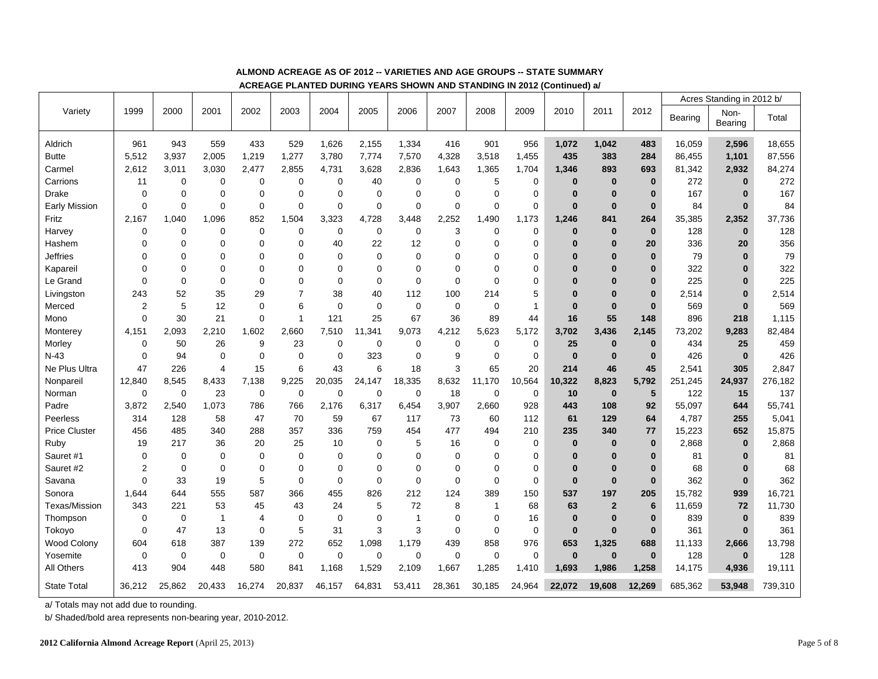**ALMOND ACREAGE AS OF 2012 -- VARIETIES AND AGE GROUPS -- STATE SUMMARY**

**ACREAGE PLANTED DURING YEARS SHOWN AND STANDING IN 2012 (Continued) a/**

| Variety | 1999 | 2000 | 2001 | 2002 | 2003 | 2004 | 2005 | 2006 | 2007 | 2008 | 2009 | 2010 | 2011 | 2012 | Acres Standing in 2012 b/ | | |
|---|---|---|---|---|---|---|---|---|---|---|---|---|---|---|---|---|---|
| | | | | | | | | | | | | | | | Bearing | Non-Bearing | Total |
| Aldrich | 961 | 943 | 559 | 433 | 529 | 1,626 | 2,155 | 1,334 | 416 | 901 | 956 | **1,072** | **1,042** | **483** | 16,059 | **2,596** | 18,655 |
| Butte | 5,512 | 3,937 | 2,005 | 1,219 | 1,277 | 3,780 | 7,774 | 7,570 | 4,328 | 3,518 | 1,455 | **435** | **383** | **284** | 86,455 | **1,101** | 87,556 |
| Carmel | 2,612 | 3,011 | 3,030 | 2,477 | 2,855 | 4,731 | 3,628 | 2,836 | 1,643 | 1,365 | 1,704 | **1,346** | **893** | **693** | 81,342 | **2,932** | 84,274 |
| Carrions | 11 | 0 | 0 | 0 | 0 | 0 | 40 | 0 | 0 | 5 | 0 | **0** | **0** | **0** | 272 | **0** | 272 |
| Drake | 0 | 0 | 0 | 0 | 0 | 0 | 0 | 0 | 0 | 0 | 0 | **0** | **0** | **0** | 167 | **0** | 167 |
| Early Mission | 0 | 0 | 0 | 0 | 0 | 0 | 0 | 0 | 0 | 0 | 0 | **0** | **0** | **0** | 84 | **0** | 84 |
| Fritz | 2,167 | 1,040 | 1,096 | 852 | 1,504 | 3,323 | 4,728 | 3,448 | 2,252 | 1,490 | 1,173 | **1,246** | **841** | **264** | 35,385 | **2,352** | 37,736 |
| Harvey | 0 | 0 | 0 | 0 | 0 | 0 | 0 | 0 | 3 | 0 | 0 | **0** | **0** | **0** | 128 | **0** | 128 |
| Hashem | 0 | 0 | 0 | 0 | 0 | 40 | 22 | 12 | 0 | 0 | 0 | **0** | **0** | **20** | 336 | **20** | 356 |
| Jeffries | 0 | 0 | 0 | 0 | 0 | 0 | 0 | 0 | 0 | 0 | 0 | **0** | **0** | **0** | 79 | **0** | 79 |
| Kapareil | 0 | 0 | 0 | 0 | 0 | 0 | 0 | 0 | 0 | 0 | 0 | **0** | **0** | **0** | 322 | **0** | 322 |
| Le Grand | 0 | 0 | 0 | 0 | 0 | 0 | 0 | 0 | 0 | 0 | 0 | **0** | **0** | **0** | 225 | **0** | 225 |
| Livingston | 243 | 52 | 35 | 29 | 7 | 38 | 40 | 112 | 100 | 214 | 5 | **0** | **0** | **0** | 2,514 | **0** | 2,514 |
| Merced | 2 | 5 | 12 | 0 | 6 | 0 | 0 | 0 | 0 | 0 | 1 | **0** | **0** | **0** | 569 | **0** | 569 |
| Mono | 0 | 30 | 21 | 0 | 1 | 121 | 25 | 67 | 36 | 89 | 44 | **16** | **55** | **148** | 896 | **218** | 1,115 |
| Monterey | 4,151 | 2,093 | 2,210 | 1,602 | 2,660 | 7,510 | 11,341 | 9,073 | 4,212 | 5,623 | 5,172 | **3,702** | **3,436** | **2,145** | 73,202 | **9,283** | 82,484 |
| Morley | 0 | 50 | 26 | 9 | 23 | 0 | 0 | 0 | 0 | 0 | 0 | **25** | **0** | **0** | 434 | **25** | 459 |
| N-43 | 0 | 94 | 0 | 0 | 0 | 0 | 323 | 0 | 9 | 0 | 0 | **0** | **0** | **0** | 426 | **0** | 426 |
| Ne Plus Ultra | 47 | 226 | 4 | 15 | 6 | 43 | 6 | 18 | 3 | 65 | 20 | **214** | **46** | **45** | 2,541 | **305** | 2,847 |
| Nonpareil | 12,840 | 8,545 | 8,433 | 7,138 | 9,225 | 20,035 | 24,147 | 18,335 | 8,632 | 11,170 | 10,564 | **10,322** | **8,823** | **5,792** | 251,245 | **24,937** | 276,182 |
| Norman | 0 | 0 | 23 | 0 | 0 | 0 | 0 | 0 | 18 | 0 | 0 | **10** | **0** | **5** | 122 | **15** | 137 |
| Padre | 3,872 | 2,540 | 1,073 | 786 | 766 | 2,176 | 6,317 | 6,454 | 3,907 | 2,660 | 928 | **443** | **108** | **92** | 55,097 | **644** | 55,741 |
| Peerless | 314 | 128 | 58 | 47 | 70 | 59 | 67 | 117 | 73 | 60 | 112 | **61** | **129** | **64** | 4,787 | **255** | 5,041 |
| Price Cluster | 456 | 485 | 340 | 288 | 357 | 336 | 759 | 454 | 477 | 494 | 210 | **235** | **340** | **77** | 15,223 | **652** | 15,875 |
| Ruby | 19 | 217 | 36 | 20 | 25 | 10 | 0 | 5 | 16 | 0 | 0 | **0** | **0** | **0** | 2,868 | **0** | 2,868 |
| Sauret #1 | 0 | 0 | 0 | 0 | 0 | 0 | 0 | 0 | 0 | 0 | 0 | **0** | **0** | **0** | 81 | **0** | 81 |
| Sauret #2 | 2 | 0 | 0 | 0 | 0 | 0 | 0 | 0 | 0 | 0 | 0 | **0** | **0** | **0** | 68 | **0** | 68 |
| Savana | 0 | 33 | 19 | 5 | 0 | 0 | 0 | 0 | 0 | 0 | 0 | **0** | **0** | **0** | 362 | **0** | 362 |
| Sonora | 1,644 | 644 | 555 | 587 | 366 | 455 | 826 | 212 | 124 | 389 | 150 | **537** | **197** | **205** | 15,782 | **939** | 16,721 |
| Texas/Mission | 343 | 221 | 53 | 45 | 43 | 24 | 5 | 72 | 8 | 1 | 68 | **63** | **2** | **6** | 11,659 | **72** | 11,730 |
| Thompson | 0 | 0 | 1 | 4 | 0 | 0 | 0 | 1 | 0 | 0 | 16 | **0** | **0** | **0** | 839 | **0** | 839 |
| Tokoyo | 0 | 47 | 13 | 0 | 5 | 31 | 3 | 3 | 0 | 0 | 0 | **0** | **0** | **0** | 361 | **0** | 361 |
| Wood Colony | 604 | 618 | 387 | 139 | 272 | 652 | 1,098 | 1,179 | 439 | 858 | 976 | **653** | **1,325** | **688** | 11,133 | **2,666** | 13,798 |
| Yosemite | 0 | 0 | 0 | 0 | 0 | 0 | 0 | 0 | 0 | 0 | 0 | **0** | **0** | **0** | 128 | **0** | 128 |
| All Others | 413 | 904 | 448 | 580 | 841 | 1,168 | 1,529 | 2,109 | 1,667 | 1,285 | 1,410 | **1,693** | **1,986** | **1,258** | 14,175 | **4,936** | 19,111 |
| State Total | 36,212 | 25,862 | 20,433 | 16,274 | 20,837 | 46,157 | 64,831 | 53,411 | 28,361 | 30,185 | 24,964 | **22,072** | **19,608** | **12,269** | 685,362 | **53,948** | 739,310 |

a/ Totals may not add due to rounding.

b/ Shaded/bold area represents non-bearing year, 2010-2012.

**2012 California Almond Acreage Report** (April 25, 2013)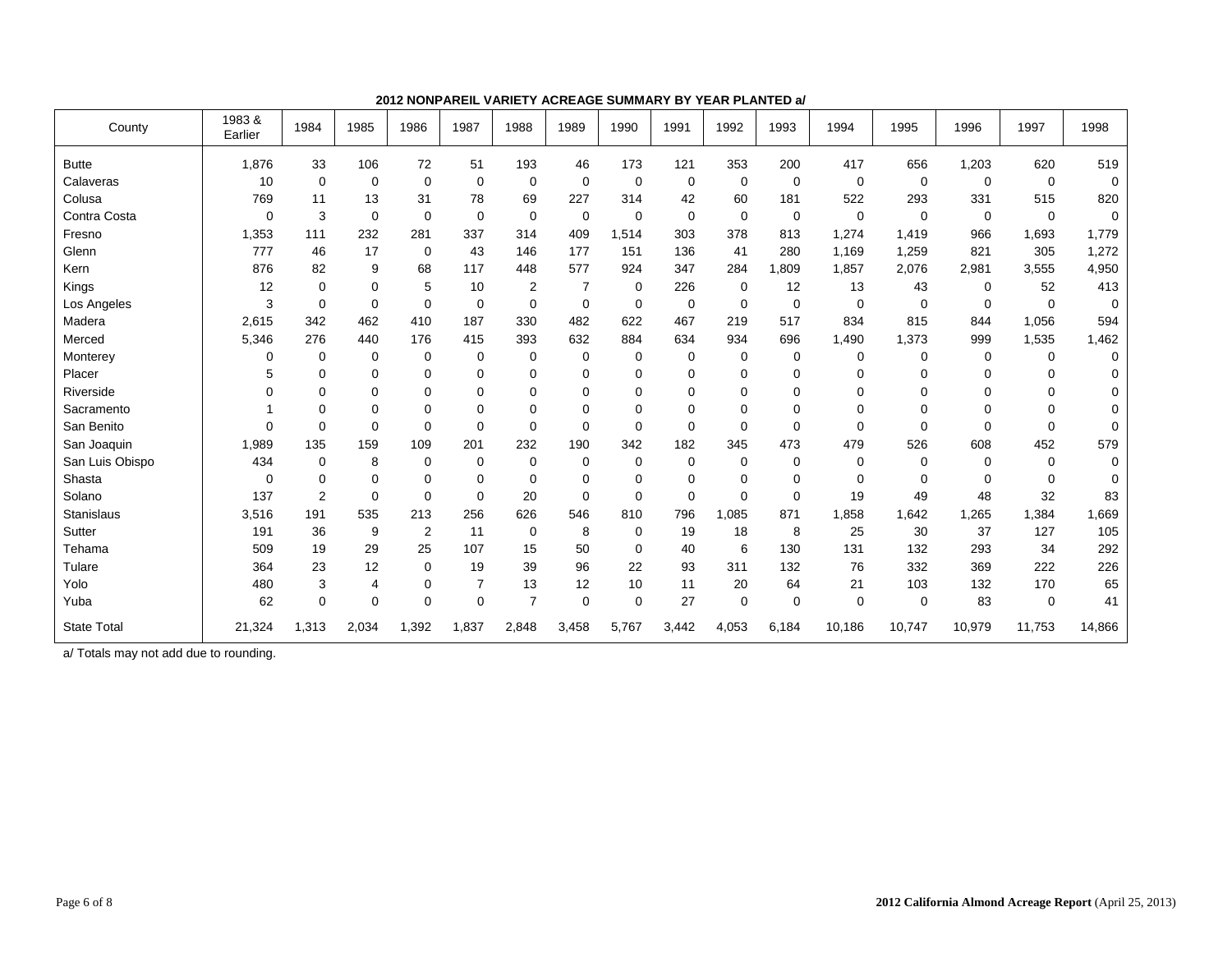**2012 NONPAREIL VARIETY ACREAGE SUMMARY BY YEAR PLANTED a/**

| County | 1983 & Earlier | 1984 | 1985 | 1986 | 1987 | 1988 | 1989 | 1990 | 1991 | 1992 | 1993 | 1994 | 1995 | 1996 | 1997 | 1998 |
|---|---|---|---|---|---|---|---|---|---|---|---|---|---|---|---|---|
| Butte | 1,876 | 33 | 106 | 72 | 51 | 193 | 46 | 173 | 121 | 353 | 200 | 417 | 656 | 1,203 | 620 | 519 |
| Calaveras | 10 | 0 | 0 | 0 | 0 | 0 | 0 | 0 | 0 | 0 | 0 | 0 | 0 | 0 | 0 | 0 |
| Colusa | 769 | 11 | 13 | 31 | 78 | 69 | 227 | 314 | 42 | 60 | 181 | 522 | 293 | 331 | 515 | 820 |
| Contra Costa | 0 | 3 | 0 | 0 | 0 | 0 | 0 | 0 | 0 | 0 | 0 | 0 | 0 | 0 | 0 | 0 |
| Fresno | 1,353 | 111 | 232 | 281 | 337 | 314 | 409 | 1,514 | 303 | 378 | 813 | 1,274 | 1,419 | 966 | 1,693 | 1,779 |
| Glenn | 777 | 46 | 17 | 0 | 43 | 146 | 177 | 151 | 136 | 41 | 280 | 1,169 | 1,259 | 821 | 305 | 1,272 |
| Kern | 876 | 82 | 9 | 68 | 117 | 448 | 577 | 924 | 347 | 284 | 1,809 | 1,857 | 2,076 | 2,981 | 3,555 | 4,950 |
| Kings | 12 | 0 | 0 | 5 | 10 | 2 | 7 | 0 | 226 | 0 | 12 | 13 | 43 | 0 | 52 | 413 |
| Los Angeles | 3 | 0 | 0 | 0 | 0 | 0 | 0 | 0 | 0 | 0 | 0 | 0 | 0 | 0 | 0 | 0 |
| Madera | 2,615 | 342 | 462 | 410 | 187 | 330 | 482 | 622 | 467 | 219 | 517 | 834 | 815 | 844 | 1,056 | 594 |
| Merced | 5,346 | 276 | 440 | 176 | 415 | 393 | 632 | 884 | 634 | 934 | 696 | 1,490 | 1,373 | 999 | 1,535 | 1,462 |
| Monterey | 0 | 0 | 0 | 0 | 0 | 0 | 0 | 0 | 0 | 0 | 0 | 0 | 0 | 0 | 0 | 0 |
| Placer | 5 | 0 | 0 | 0 | 0 | 0 | 0 | 0 | 0 | 0 | 0 | 0 | 0 | 0 | 0 | 0 |
| Riverside | 0 | 0 | 0 | 0 | 0 | 0 | 0 | 0 | 0 | 0 | 0 | 0 | 0 | 0 | 0 | 0 |
| Sacramento | 1 | 0 | 0 | 0 | 0 | 0 | 0 | 0 | 0 | 0 | 0 | 0 | 0 | 0 | 0 | 0 |
| San Benito | 0 | 0 | 0 | 0 | 0 | 0 | 0 | 0 | 0 | 0 | 0 | 0 | 0 | 0 | 0 | 0 |
| San Joaquin | 1,989 | 135 | 159 | 109 | 201 | 232 | 190 | 342 | 182 | 345 | 473 | 479 | 526 | 608 | 452 | 579 |
| San Luis Obispo | 434 | 0 | 8 | 0 | 0 | 0 | 0 | 0 | 0 | 0 | 0 | 0 | 0 | 0 | 0 | 0 |
| Shasta | 0 | 0 | 0 | 0 | 0 | 0 | 0 | 0 | 0 | 0 | 0 | 0 | 0 | 0 | 0 | 0 |
| Solano | 137 | 2 | 0 | 0 | 0 | 20 | 0 | 0 | 0 | 0 | 0 | 19 | 49 | 48 | 32 | 83 |
| Stanislaus | 3,516 | 191 | 535 | 213 | 256 | 626 | 546 | 810 | 796 | 1,085 | 871 | 1,858 | 1,642 | 1,265 | 1,384 | 1,669 |
| Sutter | 191 | 36 | 9 | 2 | 11 | 0 | 8 | 0 | 19 | 18 | 8 | 25 | 30 | 37 | 127 | 105 |
| Tehama | 509 | 19 | 29 | 25 | 107 | 15 | 50 | 0 | 40 | 6 | 130 | 131 | 132 | 293 | 34 | 292 |
| Tulare | 364 | 23 | 12 | 0 | 19 | 39 | 96 | 22 | 93 | 311 | 132 | 76 | 332 | 369 | 222 | 226 |
| Yolo | 480 | 3 | 4 | 0 | 7 | 13 | 12 | 10 | 11 | 20 | 64 | 21 | 103 | 132 | 170 | 65 |
| Yuba | 62 | 0 | 0 | 0 | 0 | 7 | 0 | 0 | 27 | 0 | 0 | 0 | 0 | 83 | 0 | 41 |
| State Total | 21,324 | 1,313 | 2,034 | 1,392 | 1,837 | 2,848 | 3,458 | 5,767 | 3,442 | 4,053 | 6,184 | 10,186 | 10,747 | 10,979 | 11,753 | 14,866 |

a/ Totals may not add due to rounding.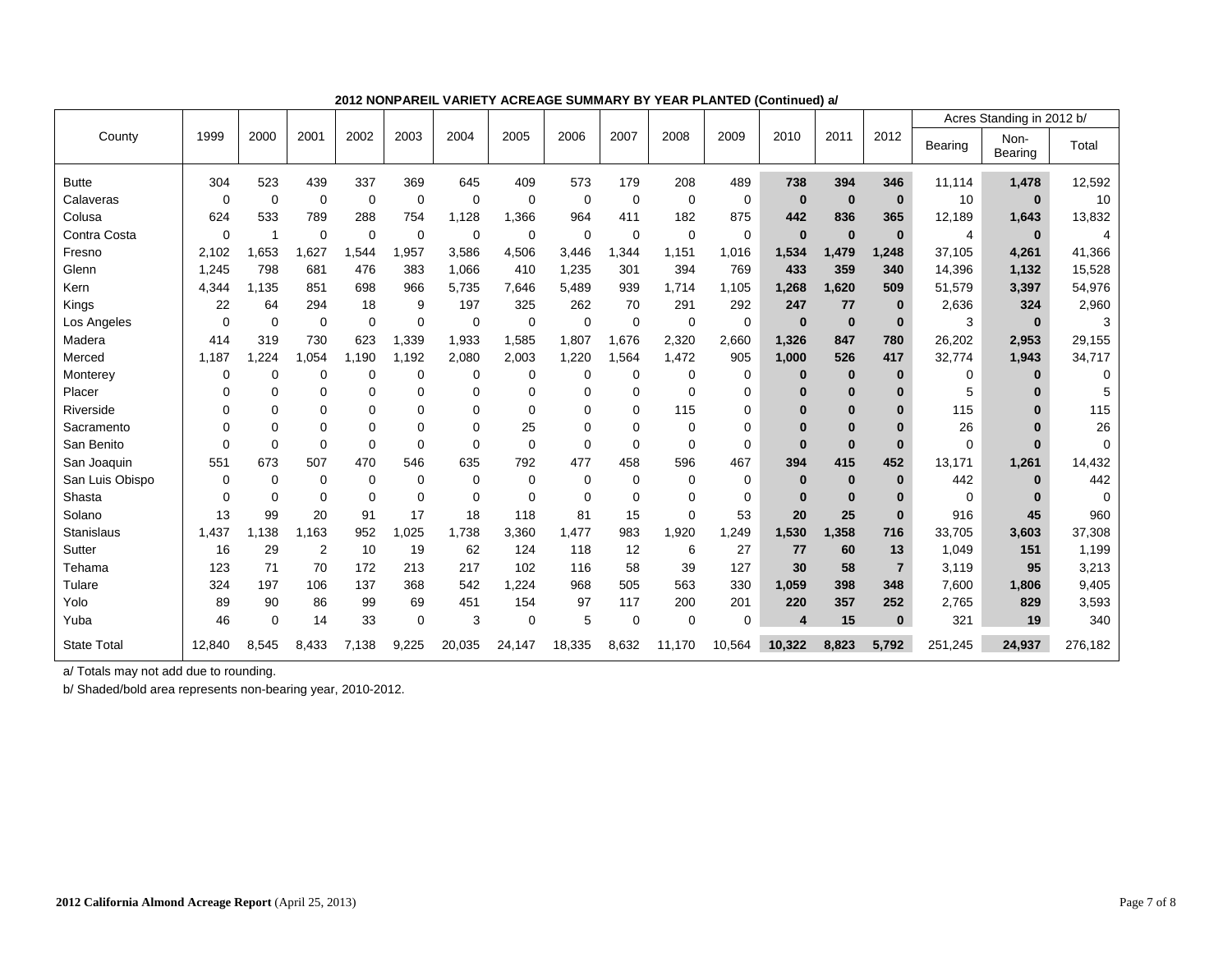**2012 NONPAREIL VARIETY ACREAGE SUMMARY BY YEAR PLANTED (Continued) a/**

| County | 1999 | 2000 | 2001 | 2002 | 2003 | 2004 | 2005 | 2006 | 2007 | 2008 | 2009 | 2010 | 2011 | 2012 | Acres Standing in 2012 b/ | | |
|---|---|---|---|---|---|---|---|---|---|---|---|---|---|---|---|---|---|
| | | | | | | | | | | | | | | | Bearing | Non-Bearing | Total |
| Butte | 304 | 523 | 439 | 337 | 369 | 645 | 409 | 573 | 179 | 208 | 489 | **738** | **394** | **346** | 11,114 | **1,478** | 12,592 |
| Calaveras | 0 | 0 | 0 | 0 | 0 | 0 | 0 | 0 | 0 | 0 | 0 | **0** | **0** | **0** | 10 | **0** | 10 |
| Colusa | 624 | 533 | 789 | 288 | 754 | 1,128 | 1,366 | 964 | 411 | 182 | 875 | **442** | **836** | **365** | 12,189 | **1,643** | 13,832 |
| Contra Costa | 0 | 1 | 0 | 0 | 0 | 0 | 0 | 0 | 0 | 0 | 0 | **0** | **0** | **0** | 4 | **0** | 4 |
| Fresno | 2,102 | 1,653 | 1,627 | 1,544 | 1,957 | 3,586 | 4,506 | 3,446 | 1,344 | 1,151 | 1,016 | **1,534** | **1,479** | **1,248** | 37,105 | **4,261** | 41,366 |
| Glenn | 1,245 | 798 | 681 | 476 | 383 | 1,066 | 410 | 1,235 | 301 | 394 | 769 | **433** | **359** | **340** | 14,396 | **1,132** | 15,528 |
| Kern | 4,344 | 1,135 | 851 | 698 | 966 | 5,735 | 7,646 | 5,489 | 939 | 1,714 | 1,105 | **1,268** | **1,620** | **509** | 51,579 | **3,397** | 54,976 |
| Kings | 22 | 64 | 294 | 18 | 9 | 197 | 325 | 262 | 70 | 291 | 292 | **247** | **77** | **0** | 2,636 | **324** | 2,960 |
| Los Angeles | 0 | 0 | 0 | 0 | 0 | 0 | 0 | 0 | 0 | 0 | 0 | **0** | **0** | **0** | 3 | **0** | 3 |
| Madera | 414 | 319 | 730 | 623 | 1,339 | 1,933 | 1,585 | 1,807 | 1,676 | 2,320 | 2,660 | **1,326** | **847** | **780** | 26,202 | **2,953** | 29,155 |
| Merced | 1,187 | 1,224 | 1,054 | 1,190 | 1,192 | 2,080 | 2,003 | 1,220 | 1,564 | 1,472 | 905 | **1,000** | **526** | **417** | 32,774 | **1,943** | 34,717 |
| Monterey | 0 | 0 | 0 | 0 | 0 | 0 | 0 | 0 | 0 | 0 | 0 | **0** | **0** | **0** | 0 | **0** | 0 |
| Placer | 0 | 0 | 0 | 0 | 0 | 0 | 0 | 0 | 0 | 0 | 0 | **0** | **0** | **0** | 5 | **0** | 5 |
| Riverside | 0 | 0 | 0 | 0 | 0 | 0 | 0 | 0 | 0 | 115 | 0 | **0** | **0** | **0** | 115 | **0** | 115 |
| Sacramento | 0 | 0 | 0 | 0 | 0 | 0 | 25 | 0 | 0 | 0 | 0 | **0** | **0** | **0** | 26 | **0** | 26 |
| San Benito | 0 | 0 | 0 | 0 | 0 | 0 | 0 | 0 | 0 | 0 | 0 | **0** | **0** | **0** | 0 | **0** | 0 |
| San Joaquin | 551 | 673 | 507 | 470 | 546 | 635 | 792 | 477 | 458 | 596 | 467 | **394** | **415** | **452** | 13,171 | **1,261** | 14,432 |
| San Luis Obispo | 0 | 0 | 0 | 0 | 0 | 0 | 0 | 0 | 0 | 0 | 0 | **0** | **0** | **0** | 442 | **0** | 442 |
| Shasta | 0 | 0 | 0 | 0 | 0 | 0 | 0 | 0 | 0 | 0 | 0 | **0** | **0** | **0** | 0 | **0** | 0 |
| Solano | 13 | 99 | 20 | 91 | 17 | 18 | 118 | 81 | 15 | 0 | 53 | **20** | **25** | **0** | 916 | **45** | 960 |
| Stanislaus | 1,437 | 1,138 | 1,163 | 952 | 1,025 | 1,738 | 3,360 | 1,477 | 983 | 1,920 | 1,249 | **1,530** | **1,358** | **716** | 33,705 | **3,603** | 37,308 |
| Sutter | 16 | 29 | 2 | 10 | 19 | 62 | 124 | 118 | 12 | 6 | 27 | **77** | **60** | **13** | 1,049 | **151** | 1,199 |
| Tehama | 123 | 71 | 70 | 172 | 213 | 217 | 102 | 116 | 58 | 39 | 127 | **30** | **58** | **7** | 3,119 | **95** | 3,213 |
| Tulare | 324 | 197 | 106 | 137 | 368 | 542 | 1,224 | 968 | 505 | 563 | 330 | **1,059** | **398** | **348** | 7,600 | **1,806** | 9,405 |
| Yolo | 89 | 90 | 86 | 99 | 69 | 451 | 154 | 97 | 117 | 200 | 201 | **220** | **357** | **252** | 2,765 | **829** | 3,593 |
| Yuba | 46 | 0 | 14 | 33 | 0 | 3 | 0 | 5 | 0 | 0 | 0 | **4** | **15** | **0** | 321 | **19** | 340 |
| State Total | 12,840 | 8,545 | 8,433 | 7,138 | 9,225 | 20,035 | 24,147 | 18,335 | 8,632 | 11,170 | 10,564 | **10,322** | **8,823** | **5,792** | 251,245 | **24,937** | 276,182 |

a/ Totals may not add due to rounding.

b/ Shaded/bold area represents non-bearing year, 2010-2012.

**2012 California Almond Acreage Report** (April 25, 2013)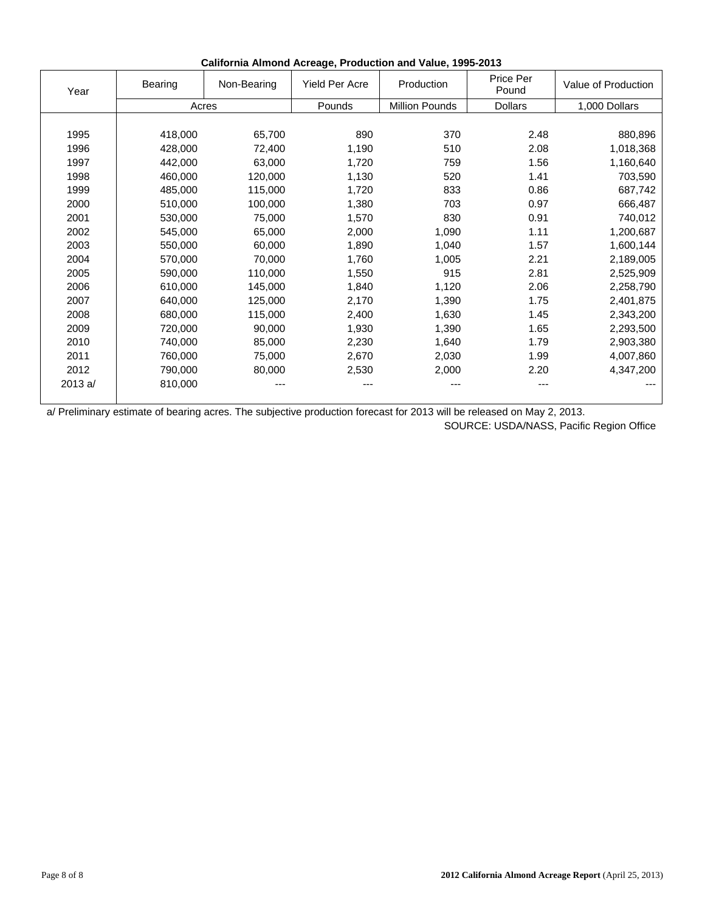**California Almond Acreage, Production and Value, 1995-2013**

| Year | Bearing | Non-Bearing | Yield Per Acre | Production | Price Per Pound | Value of Production |
|---|---|---|---|---|---|---|
| | Acres | | Pounds | Million Pounds | Dollars | 1,000 Dollars |
| 1995 | 418,000 | 65,700 | 890 | 370 | 2.48 | 880,896 |
| 1996 | 428,000 | 72,400 | 1,190 | 510 | 2.08 | 1,018,368 |
| 1997 | 442,000 | 63,000 | 1,720 | 759 | 1.56 | 1,160,640 |
| 1998 | 460,000 | 120,000 | 1,130 | 520 | 1.41 | 703,590 |
| 1999 | 485,000 | 115,000 | 1,720 | 833 | 0.86 | 687,742 |
| 2000 | 510,000 | 100,000 | 1,380 | 703 | 0.97 | 666,487 |
| 2001 | 530,000 | 75,000 | 1,570 | 830 | 0.91 | 740,012 |
| 2002 | 545,000 | 65,000 | 2,000 | 1,090 | 1.11 | 1,200,687 |
| 2003 | 550,000 | 60,000 | 1,890 | 1,040 | 1.57 | 1,600,144 |
| 2004 | 570,000 | 70,000 | 1,760 | 1,005 | 2.21 | 2,189,005 |
| 2005 | 590,000 | 110,000 | 1,550 | 915 | 2.81 | 2,525,909 |
| 2006 | 610,000 | 145,000 | 1,840 | 1,120 | 2.06 | 2,258,790 |
| 2007 | 640,000 | 125,000 | 2,170 | 1,390 | 1.75 | 2,401,875 |
| 2008 | 680,000 | 115,000 | 2,400 | 1,630 | 1.45 | 2,343,200 |
| 2009 | 720,000 | 90,000 | 1,930 | 1,390 | 1.65 | 2,293,500 |
| 2010 | 740,000 | 85,000 | 2,230 | 1,640 | 1.79 | 2,903,380 |
| 2011 | 760,000 | 75,000 | 2,670 | 2,030 | 1.99 | 4,007,860 |
| 2012 | 790,000 | 80,000 | 2,530 | 2,000 | 2.20 | 4,347,200 |
| 2013 a/ | 810,000 | --- | --- | --- | --- | --- |

a/ Preliminary estimate of bearing acres. The subjective production forecast for 2013 will be released on May 2, 2013.

SOURCE: USDA/NASS, Pacific Region Office